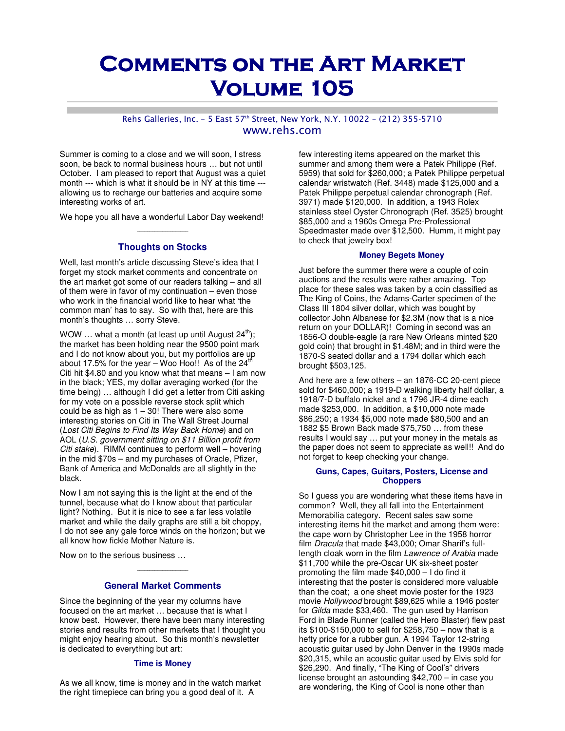# Comments on the Art Market Volume 105

Rehs Galleries, Inc. – 5 East 57th Street, New York, N.Y. 10022 – (212) 355-5710
www.rehs.com

Summer is coming to a close and we will soon, I stress soon, be back to normal business hours … but not until October. I am pleased to report that August was a quiet month --- which is what it should be in NY at this time --- allowing us to recharge our batteries and acquire some interesting works of art.

We hope you all have a wonderful Labor Day weekend!

### Thoughts on Stocks

Well, last month's article discussing Steve's idea that I forget my stock market comments and concentrate on the art market got some of our readers talking – and all of them were in favor of my continuation – even those who work in the financial world like to hear what 'the common man' has to say. So with that, here are this month's thoughts … sorry Steve.

WOW … what a month (at least up until August 24th); the market has been holding near the 9500 point mark and I do not know about you, but my portfolios are up about 17.5% for the year – Woo Hoo!! As of the 24th Citi hit \$4.80 and you know what that means – I am now in the black; YES, my dollar averaging worked (for the time being) … although I did get a letter from Citi asking for my vote on a possible reverse stock split which could be as high as 1 – 30! There were also some interesting stories on Citi in The Wall Street Journal (*Lost Citi Begins to Find Its Way Back Home*) and on AOL (*U.S. government sitting on \$11 Billion profit from Citi stake*). RIMM continues to perform well – hovering in the mid \$70s – and my purchases of Oracle, Pfizer, Bank of America and McDonalds are all slightly in the black.

Now I am not saying this is the light at the end of the tunnel, because what do I know about that particular light? Nothing. But it is nice to see a far less volatile market and while the daily graphs are still a bit choppy, I do not see any gale force winds on the horizon; but we all know how fickle Mother Nature is.

Now on to the serious business …

### General Market Comments

Since the beginning of the year my columns have focused on the art market … because that is what I know best. However, there have been many interesting stories and results from other markets that I thought you might enjoy hearing about. So this month's newsletter is dedicated to everything but art:

#### Time is Money

As we all know, time is money and in the watch market the right timepiece can bring you a good deal of it. A few interesting items appeared on the market this summer and among them were a Patek Philippe (Ref. 5959) that sold for \$260,000; a Patek Philippe perpetual calendar wristwatch (Ref. 3448) made \$125,000 and a Patek Philippe perpetual calendar chronograph (Ref. 3971) made \$120,000. In addition, a 1943 Rolex stainless steel Oyster Chronograph (Ref. 3525) brought \$85,000 and a 1960s Omega Pre-Professional Speedmaster made over \$12,500. Humm, it might pay to check that jewelry box!

#### Money Begets Money

Just before the summer there were a couple of coin auctions and the results were rather amazing. Top place for these sales was taken by a coin classified as The King of Coins, the Adams-Carter specimen of the Class III 1804 silver dollar, which was bought by collector John Albanese for \$2.3M (now that is a nice return on your DOLLAR)! Coming in second was an 1856-O double-eagle (a rare New Orleans minted \$20 gold coin) that brought in \$1.48M; and in third were the 1870-S seated dollar and a 1794 dollar which each brought \$503,125.

And here are a few others – an 1876-CC 20-cent piece sold for \$460,000; a 1919-D walking liberty half dollar, a 1918/7-D buffalo nickel and a 1796 JR-4 dime each made \$253,000. In addition, a \$10,000 note made \$86,250; a 1934 \$5,000 note made \$80,500 and an 1882 \$5 Brown Back made \$75,750 … from these results I would say … put your money in the metals as the paper does not seem to appreciate as well!! And do not forget to keep checking your change.

#### Guns, Capes, Guitars, Posters, License and Choppers

So I guess you are wondering what these items have in common? Well, they all fall into the Entertainment Memorabilia category. Recent sales saw some interesting items hit the market and among them were: the cape worn by Christopher Lee in the 1958 horror film *Dracula* that made \$43,000; Omar Sharif's full-length cloak worn in the film *Lawrence of Arabia* made \$11,700 while the pre-Oscar UK six-sheet poster promoting the film made \$40,000 – I do find it interesting that the poster is considered more valuable than the coat; a one sheet movie poster for the 1923 movie *Hollywood* brought \$89,625 while a 1946 poster for *Gilda* made \$33,460. The gun used by Harrison Ford in Blade Runner (called the Hero Blaster) flew past its \$100-\$150,000 to sell for \$258,750 – now that is a hefty price for a rubber gun. A 1994 Taylor 12-string acoustic guitar used by John Denver in the 1990s made \$20,315, while an acoustic guitar used by Elvis sold for \$26,290. And finally, "The King of Cool's" drivers license brought an astounding \$42,700 – in case you are wondering, the King of Cool is none other than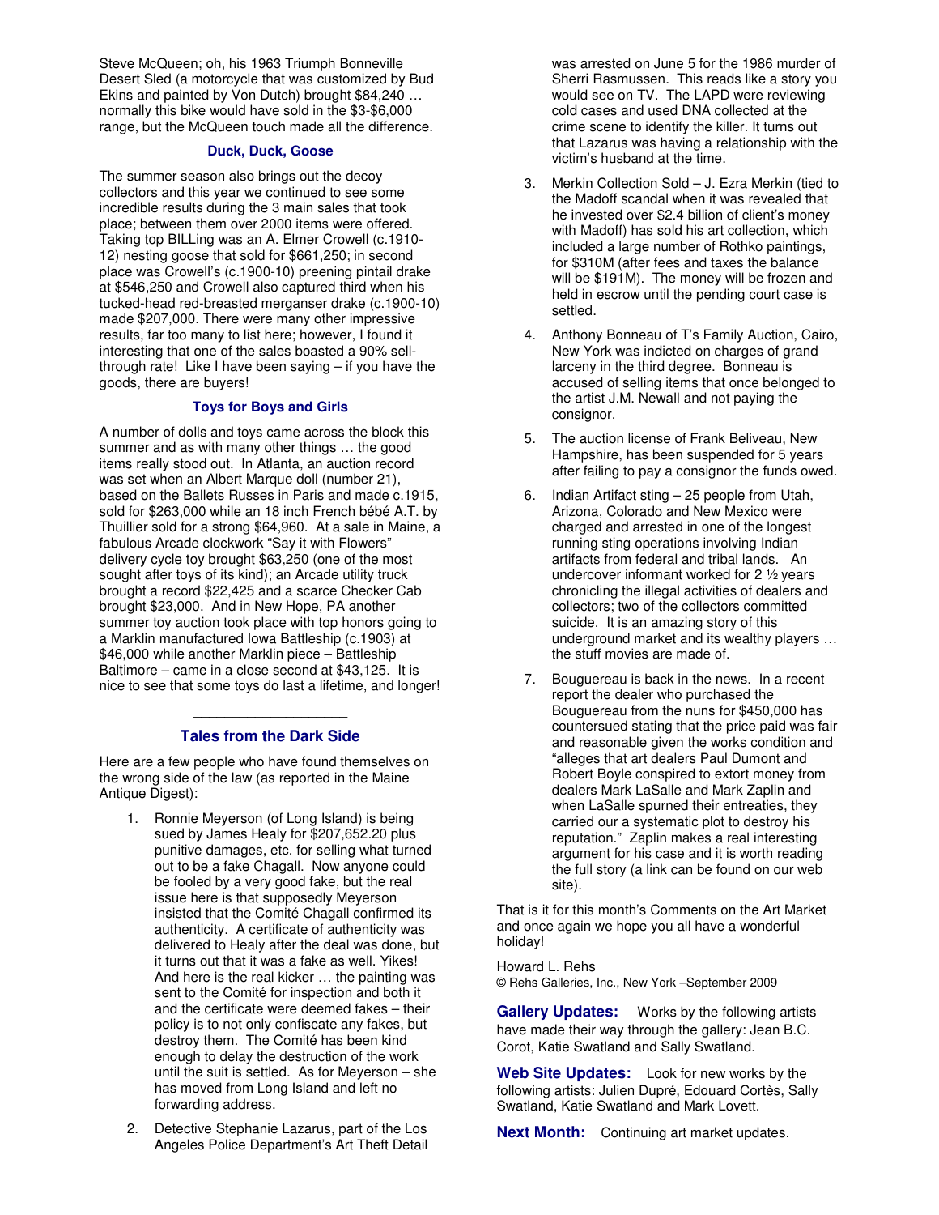Steve McQueen; oh, his 1963 Triumph Bonneville Desert Sled (a motorcycle that was customized by Bud Ekins and painted by Von Dutch) brought $84,240 … normally this bike would have sold in the $3-$6,000 range, but the McQueen touch made all the difference.

### Duck, Duck, Goose

The summer season also brings out the decoy collectors and this year we continued to see some incredible results during the 3 main sales that took place; between them over 2000 items were offered. Taking top BILLing was an A. Elmer Crowell (c.1910-12) nesting goose that sold for $661,250; in second place was Crowell's (c.1900-10) preening pintail drake at $546,250 and Crowell also captured third when his tucked-head red-breasted merganser drake (c.1900-10) made $207,000. There were many other impressive results, far too many to list here; however, I found it interesting that one of the sales boasted a 90% sell-through rate! Like I have been saying – if you have the goods, there are buyers!

### Toys for Boys and Girls

A number of dolls and toys came across the block this summer and as with many other things … the good items really stood out. In Atlanta, an auction record was set when an Albert Marque doll (number 21), based on the Ballets Russes in Paris and made c.1915, sold for $263,000 while an 18 inch French bébé A.T. by Thuillier sold for a strong $64,960. At a sale in Maine, a fabulous Arcade clockwork "Say it with Flowers" delivery cycle toy brought $63,250 (one of the most sought after toys of its kind); an Arcade utility truck brought a record $22,425 and a scarce Checker Cab brought $23,000. And in New Hope, PA another summer toy auction took place with top honors going to a Marklin manufactured Iowa Battleship (c.1903) at $46,000 while another Marklin piece – Battleship Baltimore – came in a close second at $43,125. It is nice to see that some toys do last a lifetime, and longer!

---

## Tales from the Dark Side

Here are a few people who have found themselves on the wrong side of the law (as reported in the Maine Antique Digest):

1. Ronnie Meyerson (of Long Island) is being sued by James Healy for $207,652.20 plus punitive damages, etc. for selling what turned out to be a fake Chagall. Now anyone could be fooled by a very good fake, but the real issue here is that supposedly Meyerson insisted that the Comité Chagall confirmed its authenticity. A certificate of authenticity was delivered to Healy after the deal was done, but it turns out that it was a fake as well. Yikes! And here is the real kicker … the painting was sent to the Comité for inspection and both it and the certificate were deemed fakes – their policy is to not only confiscate any fakes, but destroy them. The Comité has been kind enough to delay the destruction of the work until the suit is settled. As for Meyerson – she has moved from Long Island and left no forwarding address.

2. Detective Stephanie Lazarus, part of the Los Angeles Police Department's Art Theft Detail was arrested on June 5 for the 1986 murder of Sherri Rasmussen. This reads like a story you would see on TV. The LAPD were reviewing cold cases and used DNA collected at the crime scene to identify the killer. It turns out that Lazarus was having a relationship with the victim's husband at the time.

3. Merkin Collection Sold – J. Ezra Merkin (tied to the Madoff scandal when it was revealed that he invested over $2.4 billion of client's money with Madoff) has sold his art collection, which included a large number of Rothko paintings, for $310M (after fees and taxes the balance will be $191M). The money will be frozen and held in escrow until the pending court case is settled.

4. Anthony Bonneau of T's Family Auction, Cairo, New York was indicted on charges of grand larceny in the third degree. Bonneau is accused of selling items that once belonged to the artist J.M. Newall and not paying the consignor.

5. The auction license of Frank Beliveau, New Hampshire, has been suspended for 5 years after failing to pay a consignor the funds owed.

6. Indian Artifact sting – 25 people from Utah, Arizona, Colorado and New Mexico were charged and arrested in one of the longest running sting operations involving Indian artifacts from federal and tribal lands. An undercover informant worked for 2 ½ years chronicling the illegal activities of dealers and collectors; two of the collectors committed suicide. It is an amazing story of this underground market and its wealthy players … the stuff movies are made of.

7. Bouguereau is back in the news. In a recent report the dealer who purchased the Bouguereau from the nuns for $450,000 has countersued stating that the price paid was fair and reasonable given the works condition and "alleges that art dealers Paul Dumont and Robert Boyle conspired to extort money from dealers Mark LaSalle and Mark Zaplin and when LaSalle spurned their entreaties, they carried out a systematic plot to destroy his reputation." Zaplin makes a real interesting argument for his case and it is worth reading the full story (a link can be found on our web site).

That is it for this month's Comments on the Art Market and once again we hope you all have a wonderful holiday!

Howard L. Rehs
© Rehs Galleries, Inc., New York –September 2009

**Gallery Updates:** Works by the following artists have made their way through the gallery: Jean B.C. Corot, Katie Swatland and Sally Swatland.

**Web Site Updates:** Look for new works by the following artists: Julien Dupré, Edouard Cortès, Sally Swatland, Katie Swatland and Mark Lovett.

**Next Month:** Continuing art market updates.